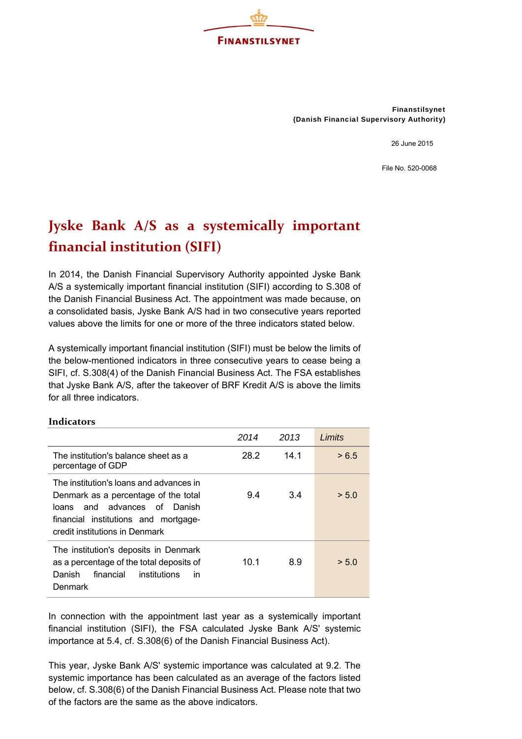FINANSTILSYNET

**Finanstilsynet**
**(Danish Financial Supervisory Authority)**

26 June 2015

File No. 520-0068

# Jyske Bank A/S as a systemically important financial institution (SIFI)

In 2014, the Danish Financial Supervisory Authority appointed Jyske Bank A/S a systemically important financial institution (SIFI) according to S.308 of the Danish Financial Business Act. The appointment was made because, on a consolidated basis, Jyske Bank A/S had in two consecutive years reported values above the limits for one or more of the three indicators stated below.

A systemically important financial institution (SIFI) must be below the limits of the below-mentioned indicators in three consecutive years to cease being a SIFI, cf. S.308(4) of the Danish Financial Business Act. The FSA establishes that Jyske Bank A/S, after the takeover of BRF Kredit A/S is above the limits for all three indicators.

### Indicators

| | *2014* | *2013* | *Limits* |
|---|---|---|---|
| The institution's balance sheet as a percentage of GDP | 28.2 | 14.1 | > 6.5 |
| The institution's loans and advances in Denmark as a percentage of the total loans and advances of Danish financial institutions and mortgage-credit institutions in Denmark | 9.4 | 3.4 | > 5.0 |
| The institution's deposits in Denmark as a percentage of the total deposits of Danish financial institutions in Denmark | 10.1 | 8.9 | > 5.0 |

In connection with the appointment last year as a systemically important financial institution (SIFI), the FSA calculated Jyske Bank A/S' systemic importance at 5.4, cf. S.308(6) of the Danish Financial Business Act).

This year, Jyske Bank A/S' systemic importance was calculated at 9.2. The systemic importance has been calculated as an average of the factors listed below, cf. S.308(6) of the Danish Financial Business Act. Please note that two of the factors are the same as the above indicators.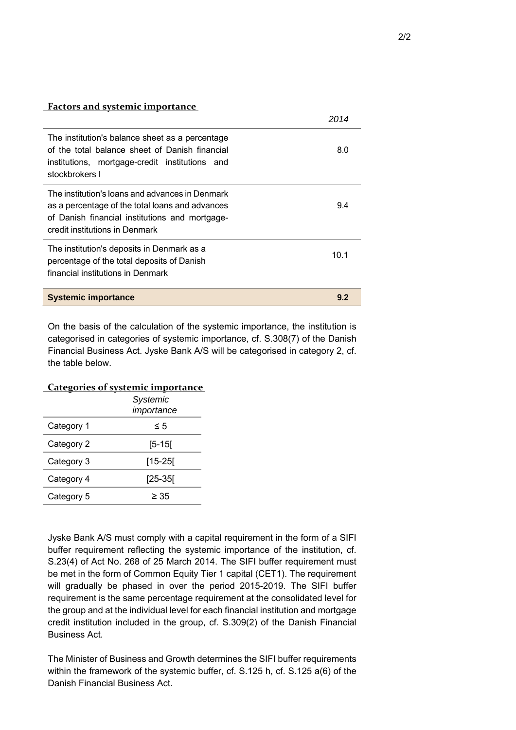**Factors and systemic importance**

| | 2014 |
|---|---|
| The institution's balance sheet as a percentage of the total balance sheet of Danish financial institutions, mortgage-credit institutions and stockbrokers I | 8.0 |
| The institution's loans and advances in Denmark as a percentage of the total loans and advances of Danish financial institutions and mortgage-credit institutions in Denmark | 9.4 |
| The institution's deposits in Denmark as a percentage of the total deposits of Danish financial institutions in Denmark | 10.1 |
| **Systemic importance** | **9.2** |

On the basis of the calculation of the systemic importance, the institution is categorised in categories of systemic importance, cf. S.308(7) of the Danish Financial Business Act. Jyske Bank A/S will be categorised in category 2, cf. the table below.

**Categories of systemic importance**

| | Systemic importance |
|---|---|
| Category 1 | ≤ 5 |
| Category 2 | [5-15[ |
| Category 3 | [15-25[ |
| Category 4 | [25-35[ |
| Category 5 | ≥ 35 |

Jyske Bank A/S must comply with a capital requirement in the form of a SIFI buffer requirement reflecting the systemic importance of the institution, cf. S.23(4) of Act No. 268 of 25 March 2014. The SIFI buffer requirement must be met in the form of Common Equity Tier 1 capital (CET1). The requirement will gradually be phased in over the period 2015-2019. The SIFI buffer requirement is the same percentage requirement at the consolidated level for the group and at the individual level for each financial institution and mortgage credit institution included in the group, cf. S.309(2) of the Danish Financial Business Act.

The Minister of Business and Growth determines the SIFI buffer requirements within the framework of the systemic buffer, cf. S.125 h, cf. S.125 a(6) of the Danish Financial Business Act.